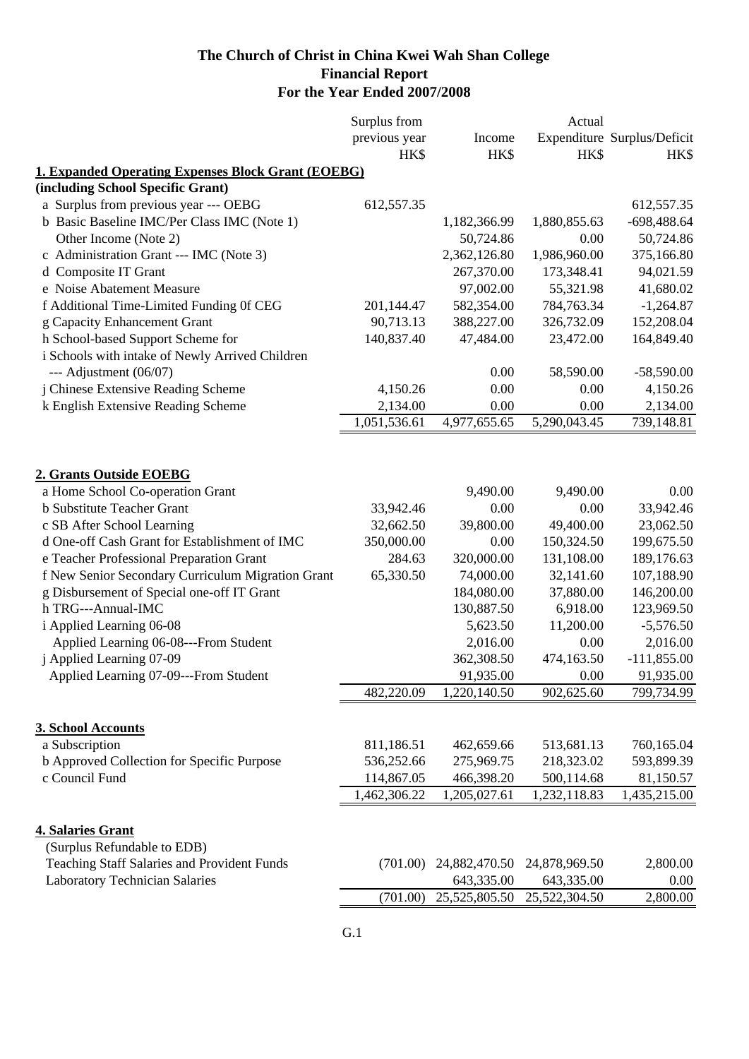# The Church of Christ in China Kwei Wah Shan College
## Financial Report
## For the Year Ended 2007/2008

| | Surplus from previous year HK$ | Income HK$ | Actual Expenditure HK$ | Surplus/Deficit HK$ |
|---|---|---|---|---|
| **1. Expanded Operating Expenses Block Grant (EOEBG)** | | | | |
| **(including School Specific Grant)** | | | | |
| a Surplus from previous year --- OEBG | 612,557.35 | | | 612,557.35 |
| b Basic Baseline IMC/Per Class IMC (Note 1) | | 1,182,366.99 | 1,880,855.63 | -698,488.64 |
| Other Income (Note 2) | | 50,724.86 | 0.00 | 50,724.86 |
| c Administration Grant --- IMC (Note 3) | | 2,362,126.80 | 1,986,960.00 | 375,166.80 |
| d Composite IT Grant | | 267,370.00 | 173,348.41 | 94,021.59 |
| e Noise Abatement Measure | | 97,002.00 | 55,321.98 | 41,680.02 |
| f Additional Time-Limited Funding 0f CEG | 201,144.47 | 582,354.00 | 784,763.34 | -1,264.87 |
| g Capacity Enhancement Grant | 90,713.13 | 388,227.00 | 326,732.09 | 152,208.04 |
| h School-based Support Scheme for | 140,837.40 | 47,484.00 | 23,472.00 | 164,849.40 |
| i Schools with intake of Newly Arrived Children | | | | |
| --- Adjustment (06/07) | | 0.00 | 58,590.00 | -58,590.00 |
| j Chinese Extensive Reading Scheme | 4,150.26 | 0.00 | 0.00 | 4,150.26 |
| k English Extensive Reading Scheme | 2,134.00 | 0.00 | 0.00 | 2,134.00 |
| | 1,051,536.61 | 4,977,655.65 | 5,290,043.45 | 739,148.81 |
| **2. Grants Outside EOEBG** | | | | |
| a Home School Co-operation Grant | | 9,490.00 | 9,490.00 | 0.00 |
| b Substitute Teacher Grant | 33,942.46 | 0.00 | 0.00 | 33,942.46 |
| c SB After School Learning | 32,662.50 | 39,800.00 | 49,400.00 | 23,062.50 |
| d One-off Cash Grant for Establishment of IMC | 350,000.00 | 0.00 | 150,324.50 | 199,675.50 |
| e Teacher Professional Preparation Grant | 284.63 | 320,000.00 | 131,108.00 | 189,176.63 |
| f New Senior Secondary Curriculum Migration Grant | 65,330.50 | 74,000.00 | 32,141.60 | 107,188.90 |
| g Disbursement of Special one-off IT Grant | | 184,080.00 | 37,880.00 | 146,200.00 |
| h TRG---Annual-IMC | | 130,887.50 | 6,918.00 | 123,969.50 |
| i Applied Learning 06-08 | | 5,623.50 | 11,200.00 | -5,576.50 |
| Applied Learning 06-08---From Student | | 2,016.00 | 0.00 | 2,016.00 |
| j Applied Learning 07-09 | | 362,308.50 | 474,163.50 | -111,855.00 |
| Applied Learning 07-09---From Student | | 91,935.00 | 0.00 | 91,935.00 |
| | 482,220.09 | 1,220,140.50 | 902,625.60 | 799,734.99 |
| **3. School Accounts** | | | | |
| a Subscription | 811,186.51 | 462,659.66 | 513,681.13 | 760,165.04 |
| b Approved Collection for Specific Purpose | 536,252.66 | 275,969.75 | 218,323.02 | 593,899.39 |
| c Council Fund | 114,867.05 | 466,398.20 | 500,114.68 | 81,150.57 |
| | 1,462,306.22 | 1,205,027.61 | 1,232,118.83 | 1,435,215.00 |
| **4. Salaries Grant** | | | | |
| (Surplus Refundable to EDB) | | | | |
| Teaching Staff Salaries and Provident Funds | (701.00) | 24,882,470.50 | 24,878,969.50 | 2,800.00 |
| Laboratory Technician Salaries | | 643,335.00 | 643,335.00 | 0.00 |
| | (701.00) | 25,525,805.50 | 25,522,304.50 | 2,800.00 |

G.1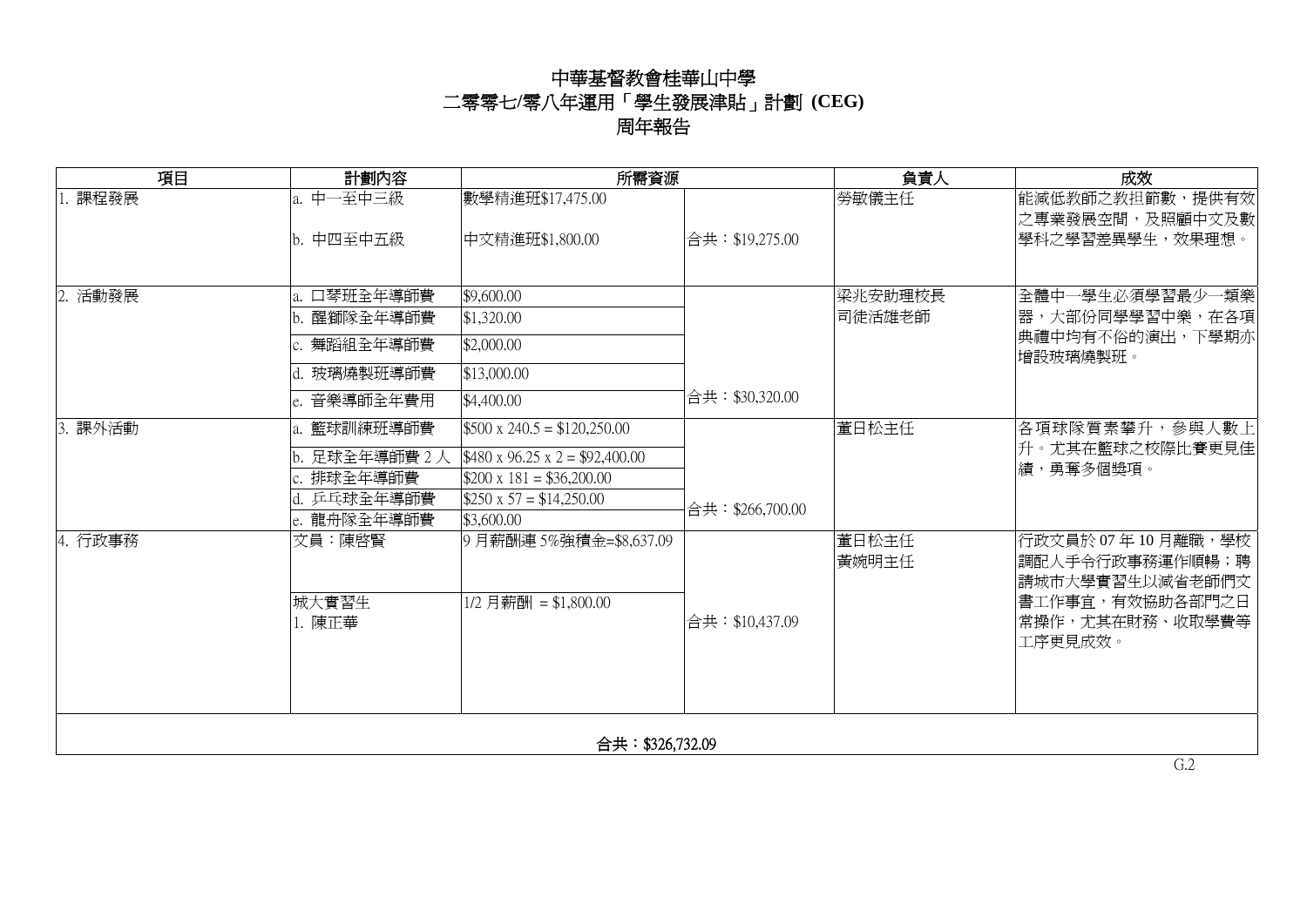# 中華基督教會桂華山中學
## 二零零七/零八年運用「學生發展津貼」計劃 (CEG)
## 周年報告

| 項目 | 計劃內容 | 所需資源 | | 負責人 | 成效 |
|---|---|---|---|---|---|
| 1. 課程發展 | a. 中一至中三級<br><br>b. 中四至中五級 | 數學精進班$17,475.00<br><br>中文精進班$1,800.00 | 合共：$19,275.00 | 勞敏儀主任 | 能減低教師之教担節數，提供有效之專業發展空間，及照顧中文及數學科之學習差異學生，效果理想。 |
| 2. 活動發展 | a. 口琴班全年導師費 | $9,600.00 | | 梁兆安助理校長<br>司徒活雄老師 | 全體中一學生必須學習最少一類樂器，大部份同學學習中樂，在各項典禮中均有不俗的演出，下學期亦增設玻璃燒製班。 |
| | b. 醒獅隊全年導師費 | $1,320.00 | | | |
| | c. 舞蹈組全年導師費 | $2,000.00 | | | |
| | d. 玻璃燒製班導師費 | $13,000.00 | | | |
| | e. 音樂導師全年費用 | $4,400.00 | 合共：$30,320.00 | | |
| 3. 課外活動 | a. 籃球訓練班導師費 | $500 x 240.5 = $120,250.00 | | 董日松主任 | 各項球隊質素攀升，參與人數上升。尤其在籃球之校際比賽更見佳績，勇奪多個獎項。 |
| | b. 足球全年導師費 2 人 | $480 x 96.25 x 2 = $92,400.00 | | | |
| | c. 排球全年導師費 | $200 x 181 = $36,200.00 | | | |
| | d. 乒乓球全年導師費 | $250 x 57 = $14,250.00 | | | |
| | e. 龍舟隊全年導師費 | $3,600.00 | 合共：$266,700.00 | | |
| 4. 行政事務 | 文員：陳啓賢<br><br>城大實習生<br>1. 陳正華 | 9 月薪酬連 5%強積金=$8,637.09<br><br>1/2 月薪酬 = $1,800.00 | 合共：$10,437.09 | 董日松主任<br>黃婉明主任 | 行政文員於 07 年 10 月離職，學校調配人手令行政事務運作順暢；聘請城市大學實習生以減省老師們文書工作事宜，有效協助各部門之日常操作，尤其在財務、收取學費等工序更見成效。 |
| 合共：$326,732.09 | | | | | |

G.2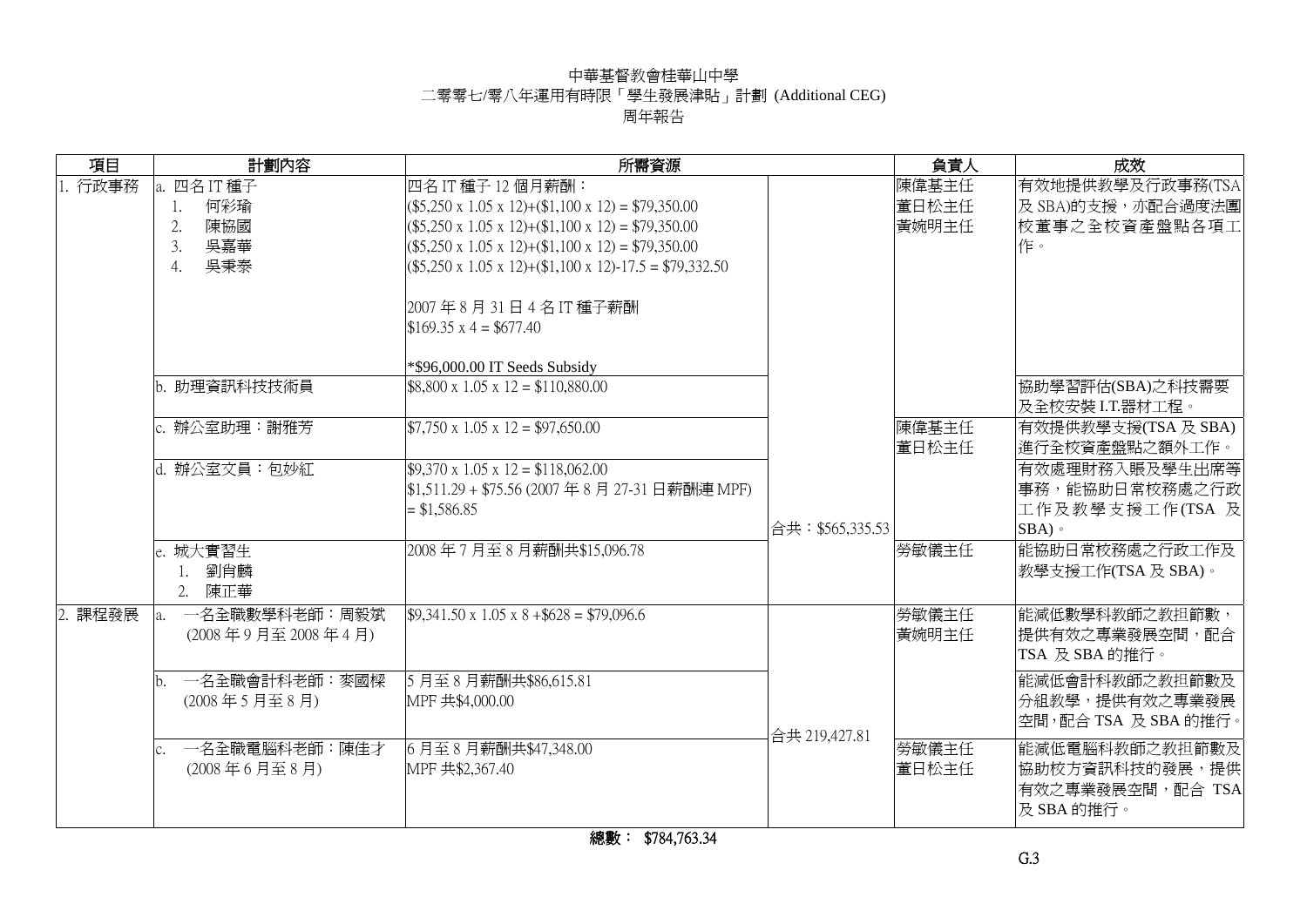中華基督教會桂華山中學
二零零七/零八年運用有時限「學生發展津貼」計劃 (Additional CEG)
周年報告

| 項目 | 計劃內容 | 所需資源 | | 負責人 | 成效 |
|---|---|---|---|---|---|
| 1. 行政事務 | a. 四名 IT 種子<br>1. 何彩瑜<br>2. 陳協國<br>3. 吳嘉華<br>4. 吳秉泰 | 四名 IT 種子 12 個月薪酬：<br>(\$5,250 x 1.05 x 12)+(\$1,100 x 12) = \$79,350.00<br>(\$5,250 x 1.05 x 12)+(\$1,100 x 12) = \$79,350.00<br>(\$5,250 x 1.05 x 12)+(\$1,100 x 12) = \$79,350.00<br>(\$5,250 x 1.05 x 12)+(\$1,100 x 12)-17.5 = \$79,332.50<br><br>2007 年 8 月 31 日 4 名 IT 種子薪酬<br>\$169.35 x 4 = \$677.40<br><br>*\$96,000.00 IT Seeds Subsidy | 合共：\$565,335.53 | 陳偉基主任<br>董日松主任<br>黃婉明主任 | 有效地提供教學及行政事務(TSA 及 SBA)的支援，亦配合過度法團校董事之全校資產盤點各項工作。 |
| | b. 助理資訊科技技術員 | \$8,800 x 1.05 x 12 = \$110,880.00 | | | 協助學習評估(SBA)之科技需要及全校安裝 I.T.器材工程。 |
| | c. 辦公室助理：謝雅芳 | \$7,750 x 1.05 x 12 = \$97,650.00 | | 陳偉基主任<br>董日松主任 | 有效提供教學支援(TSA 及 SBA)進行全校資產盤點之額外工作。 |
| | d. 辦公室文員：包妙紅 | \$9,370 x 1.05 x 12 = \$118,062.00<br>\$1,511.29 + \$75.56 (2007 年 8 月 27-31 日薪酬連 MPF)<br>= \$1,586.85 | | | 有效處理財務入賬及學生出席等事務，能協助日常校務處之行政工作及教學支援工作(TSA 及 SBA)。 |
| | e. 城大實習生<br>1. 劉肖麟<br>2. 陳正華 | 2008 年 7 月至 8 月薪酬共\$15,096.78 | | 勞敏儀主任 | 能協助日常校務處之行政工作及教學支援工作(TSA 及 SBA)。 |
| 2. 課程發展 | a. 一名全職數學科老師：周毅斌<br>(2008 年 9 月至 2008 年 4 月) | \$9,341.50 x 1.05 x 8 +\$628 = \$79,096.6 | 合共 219,427.81 | 勞敏儀主任<br>黃婉明主任 | 能減低數學科教師之教担節數，提供有效之專業發展空間，配合 TSA 及 SBA 的推行。 |
| | b. 一名全職會計科老師：麥國樑<br>(2008 年 5 月至 8 月) | 5 月至 8 月薪酬共\$86,615.81<br>MPF 共\$4,000.00 | | | 能減低會計科教師之教担節數及分組教學，提供有效之專業發展空間，配合 TSA 及 SBA 的推行。 |
| | c. 一名全職電腦科老師：陳佳才<br>(2008 年 6 月至 8 月) | 6 月至 8 月薪酬共\$47,348.00<br>MPF 共\$2,367.40 | | 勞敏儀主任<br>董日松主任 | 能減低電腦科教師之教担節數及協助校方資訊科技的發展，提供有效之專業發展空間，配合 TSA 及 SBA 的推行。 |

**總數： \$784,763.34**